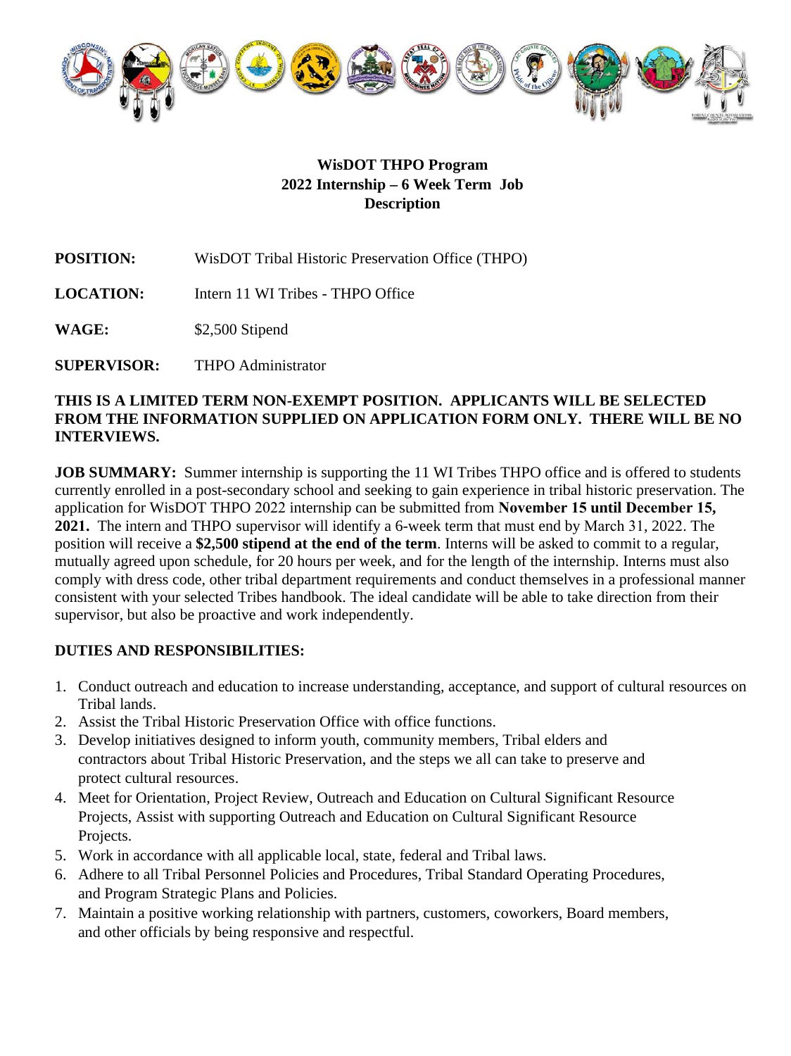**WisDOT THPO Program**
**2022 Internship – 6 Week Term Job Description**

**POSITION:** WisDOT Tribal Historic Preservation Office (THPO)

**LOCATION:** Intern 11 WI Tribes - THPO Office

**WAGE:** $2,500 Stipend

**SUPERVISOR:** THPO Administrator

**THIS IS A LIMITED TERM NON-EXEMPT POSITION. APPLICANTS WILL BE SELECTED FROM THE INFORMATION SUPPLIED ON APPLICATION FORM ONLY. THERE WILL BE NO INTERVIEWS.**

**JOB SUMMARY:** Summer internship is supporting the 11 WI Tribes THPO office and is offered to students currently enrolled in a post-secondary school and seeking to gain experience in tribal historic preservation. The application for WisDOT THPO 2022 internship can be submitted from **November 15 until December 15, 2021.** The intern and THPO supervisor will identify a 6-week term that must end by March 31, 2022. The position will receive a **$2,500 stipend at the end of the term**. Interns will be asked to commit to a regular, mutually agreed upon schedule, for 20 hours per week, and for the length of the internship. Interns must also comply with dress code, other tribal department requirements and conduct themselves in a professional manner consistent with your selected Tribes handbook. The ideal candidate will be able to take direction from their supervisor, but also be proactive and work independently.

**DUTIES AND RESPONSIBILITIES:**

1. Conduct outreach and education to increase understanding, acceptance, and support of cultural resources on Tribal lands.
2. Assist the Tribal Historic Preservation Office with office functions.
3. Develop initiatives designed to inform youth, community members, Tribal elders and contractors about Tribal Historic Preservation, and the steps we all can take to preserve and protect cultural resources.
4. Meet for Orientation, Project Review, Outreach and Education on Cultural Significant Resource Projects, Assist with supporting Outreach and Education on Cultural Significant Resource Projects.
5. Work in accordance with all applicable local, state, federal and Tribal laws.
6. Adhere to all Tribal Personnel Policies and Procedures, Tribal Standard Operating Procedures, and Program Strategic Plans and Policies.
7. Maintain a positive working relationship with partners, customers, coworkers, Board members, and other officials by being responsive and respectful.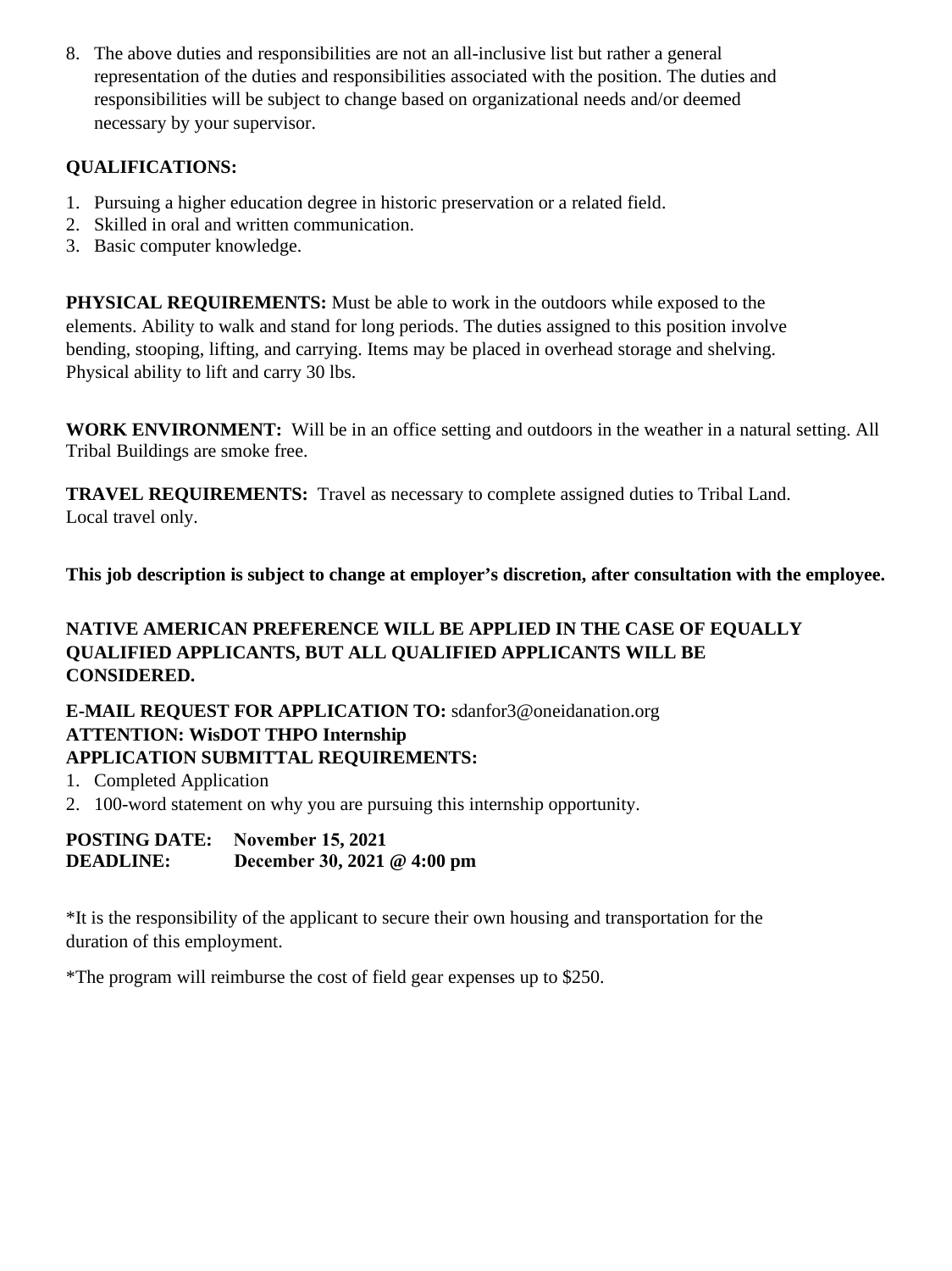8. The above duties and responsibilities are not an all-inclusive list but rather a general representation of the duties and responsibilities associated with the position. The duties and responsibilities will be subject to change based on organizational needs and/or deemed necessary by your supervisor.

**QUALIFICATIONS:**

1. Pursuing a higher education degree in historic preservation or a related field.
2. Skilled in oral and written communication.
3. Basic computer knowledge.

**PHYSICAL REQUIREMENTS:** Must be able to work in the outdoors while exposed to the elements. Ability to walk and stand for long periods. The duties assigned to this position involve bending, stooping, lifting, and carrying. Items may be placed in overhead storage and shelving. Physical ability to lift and carry 30 lbs.

**WORK ENVIRONMENT:** Will be in an office setting and outdoors in the weather in a natural setting. All Tribal Buildings are smoke free.

**TRAVEL REQUIREMENTS:** Travel as necessary to complete assigned duties to Tribal Land. Local travel only.

**This job description is subject to change at employer's discretion, after consultation with the employee.**

**NATIVE AMERICAN PREFERENCE WILL BE APPLIED IN THE CASE OF EQUALLY QUALIFIED APPLICANTS, BUT ALL QUALIFIED APPLICANTS WILL BE CONSIDERED.**

**E-MAIL REQUEST FOR APPLICATION TO:** sdanfor3@oneidanation.org
**ATTENTION: WisDOT THPO Internship**
**APPLICATION SUBMITTAL REQUIREMENTS:**

1. Completed Application
2. 100-word statement on why you are pursuing this internship opportunity.

**POSTING DATE: November 15, 2021**
**DEADLINE: December 30, 2021 @ 4:00 pm**

*It is the responsibility of the applicant to secure their own housing and transportation for the duration of this employment.

*The program will reimburse the cost of field gear expenses up to $250.